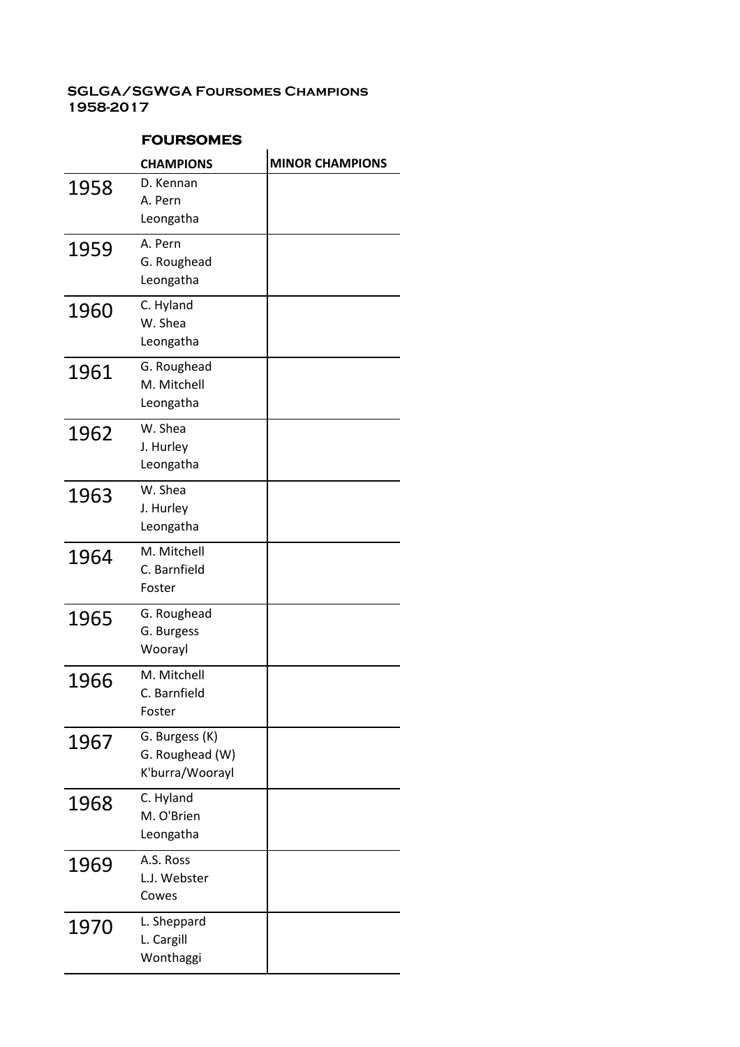# SGLGA/SGWGA Foursomes Champions 1958-2017

## FOURSOMES

| | CHAMPIONS | MINOR CHAMPIONS |
|---|---|---|
| 1958 | D. Kennan<br>A. Pern<br>Leongatha | |
| 1959 | A. Pern<br>G. Roughead<br>Leongatha | |
| 1960 | C. Hyland<br>W. Shea<br>Leongatha | |
| 1961 | G. Roughead<br>M. Mitchell<br>Leongatha | |
| 1962 | W. Shea<br>J. Hurley<br>Leongatha | |
| 1963 | W. Shea<br>J. Hurley<br>Leongatha | |
| 1964 | M. Mitchell<br>C. Barnfield<br>Foster | |
| 1965 | G. Roughead<br>G. Burgess<br>Woorayl | |
| 1966 | M. Mitchell<br>C. Barnfield<br>Foster | |
| 1967 | G. Burgess (K)<br>G. Roughead (W)<br>K'burra/Woorayl | |
| 1968 | C. Hyland<br>M. O'Brien<br>Leongatha | |
| 1969 | A.S. Ross<br>L.J. Webster<br>Cowes | |
| 1970 | L. Sheppard<br>L. Cargill<br>Wonthaggi | |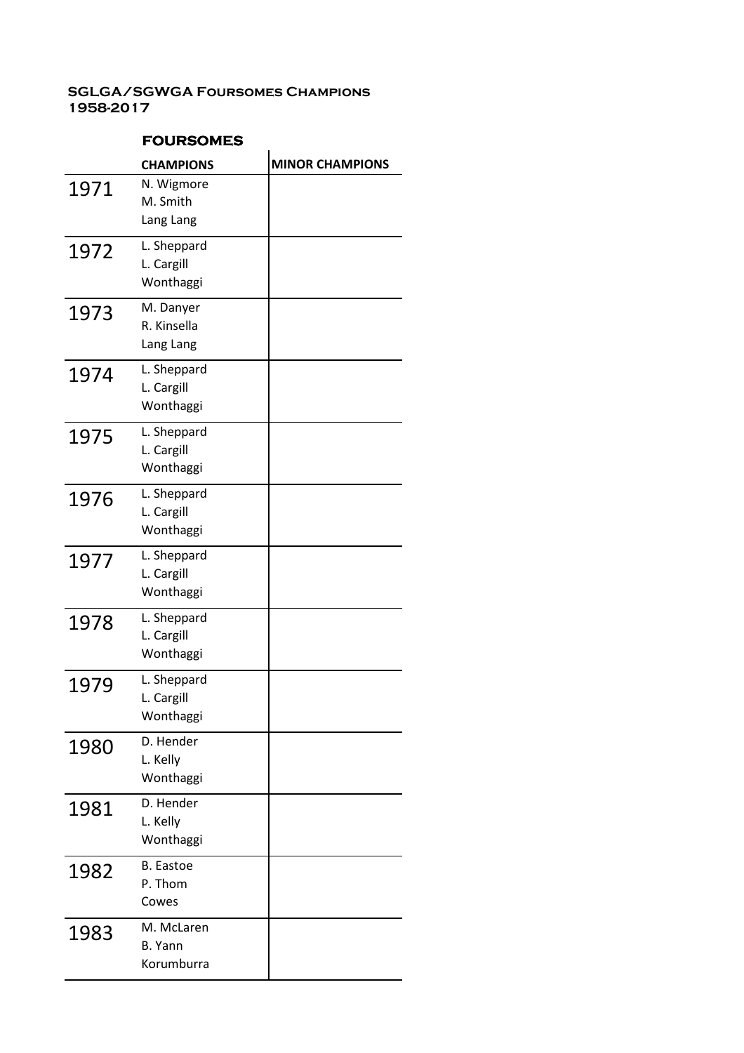SGLGA/SGWGA Foursomes Champions
1958-2017

| | FOURSOMES | |
|---|---|---|
| | CHAMPIONS | MINOR CHAMPIONS |
| 1971 | N. Wigmore<br>M. Smith<br>Lang Lang | |
| 1972 | L. Sheppard<br>L. Cargill<br>Wonthaggi | |
| 1973 | M. Danyer<br>R. Kinsella<br>Lang Lang | |
| 1974 | L. Sheppard<br>L. Cargill<br>Wonthaggi | |
| 1975 | L. Sheppard<br>L. Cargill<br>Wonthaggi | |
| 1976 | L. Sheppard<br>L. Cargill<br>Wonthaggi | |
| 1977 | L. Sheppard<br>L. Cargill<br>Wonthaggi | |
| 1978 | L. Sheppard<br>L. Cargill<br>Wonthaggi | |
| 1979 | L. Sheppard<br>L. Cargill<br>Wonthaggi | |
| 1980 | D. Hender<br>L. Kelly<br>Wonthaggi | |
| 1981 | D. Hender<br>L. Kelly<br>Wonthaggi | |
| 1982 | B. Eastoe<br>P. Thom<br>Cowes | |
| 1983 | M. McLaren<br>B. Yann<br>Korumburra | |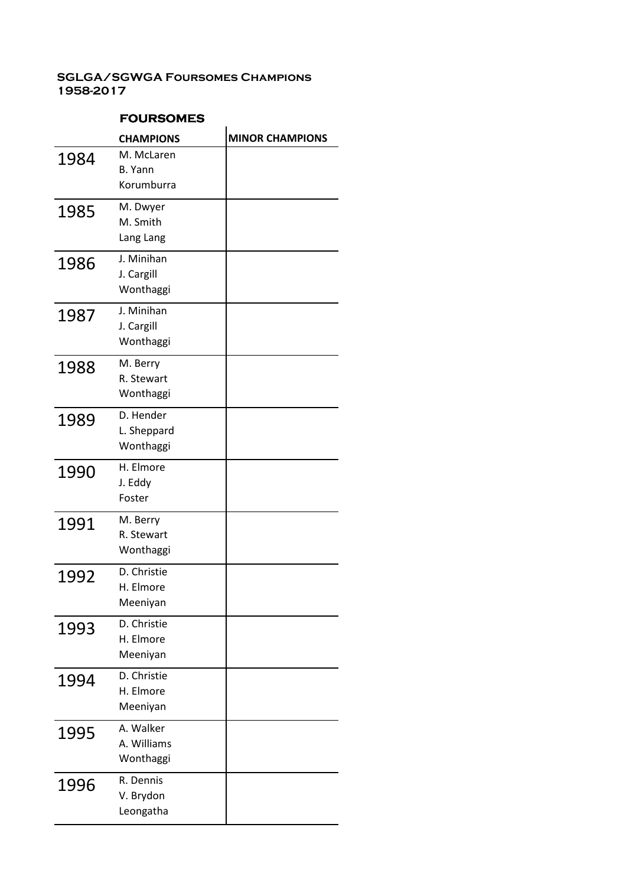**SGLGA/SGWGA Foursomes Champions 1958-2017**

**FOURSOMES**

| | CHAMPIONS | MINOR CHAMPIONS |
|---|---|---|
| 1984 | M. McLaren<br>B. Yann<br>Korumburra | |
| 1985 | M. Dwyer<br>M. Smith<br>Lang Lang | |
| 1986 | J. Minihan<br>J. Cargill<br>Wonthaggi | |
| 1987 | J. Minihan<br>J. Cargill<br>Wonthaggi | |
| 1988 | M. Berry<br>R. Stewart<br>Wonthaggi | |
| 1989 | D. Hender<br>L. Sheppard<br>Wonthaggi | |
| 1990 | H. Elmore<br>J. Eddy<br>Foster | |
| 1991 | M. Berry<br>R. Stewart<br>Wonthaggi | |
| 1992 | D. Christie<br>H. Elmore<br>Meeniyan | |
| 1993 | D. Christie<br>H. Elmore<br>Meeniyan | |
| 1994 | D. Christie<br>H. Elmore<br>Meeniyan | |
| 1995 | A. Walker<br>A. Williams<br>Wonthaggi | |
| 1996 | R. Dennis<br>V. Brydon<br>Leongatha | |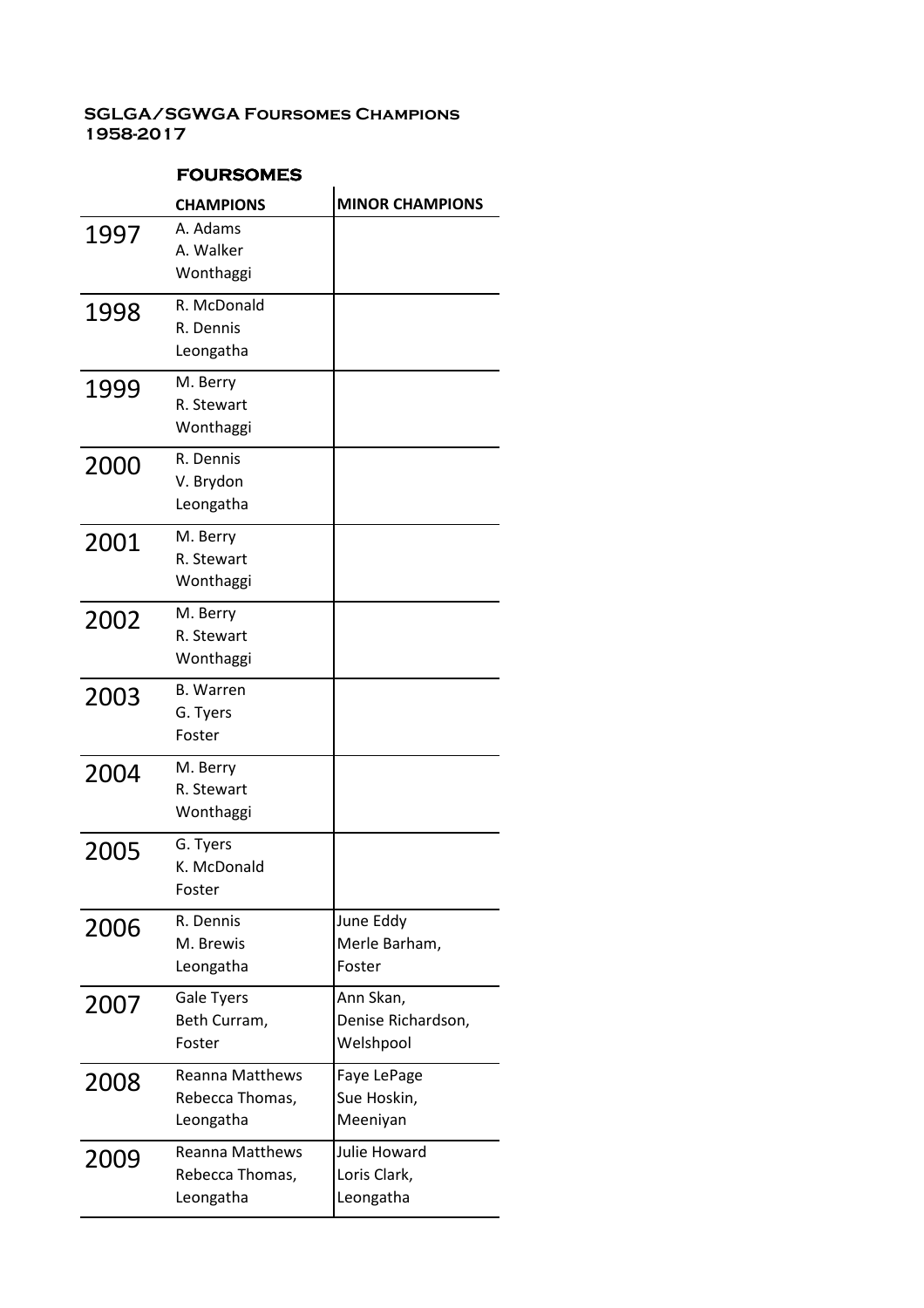**SGLGA/SGWGA Foursomes Champions 1958-2017**

**FOURSOMES**

| | CHAMPIONS | MINOR CHAMPIONS |
|---|---|---|
| 1997 | A. Adams<br>A. Walker<br>Wonthaggi | |
| 1998 | R. McDonald<br>R. Dennis<br>Leongatha | |
| 1999 | M. Berry<br>R. Stewart<br>Wonthaggi | |
| 2000 | R. Dennis<br>V. Brydon<br>Leongatha | |
| 2001 | M. Berry<br>R. Stewart<br>Wonthaggi | |
| 2002 | M. Berry<br>R. Stewart<br>Wonthaggi | |
| 2003 | B. Warren<br>G. Tyers<br>Foster | |
| 2004 | M. Berry<br>R. Stewart<br>Wonthaggi | |
| 2005 | G. Tyers<br>K. McDonald<br>Foster | |
| 2006 | R. Dennis<br>M. Brewis<br>Leongatha | June Eddy<br>Merle Barham,<br>Foster |
| 2007 | Gale Tyers<br>Beth Curram,<br>Foster | Ann Skan,<br>Denise Richardson,<br>Welshpool |
| 2008 | Reanna Matthews<br>Rebecca Thomas,<br>Leongatha | Faye LePage<br>Sue Hoskin,<br>Meeniyan |
| 2009 | Reanna Matthews<br>Rebecca Thomas,<br>Leongatha | Julie Howard<br>Loris Clark,<br>Leongatha |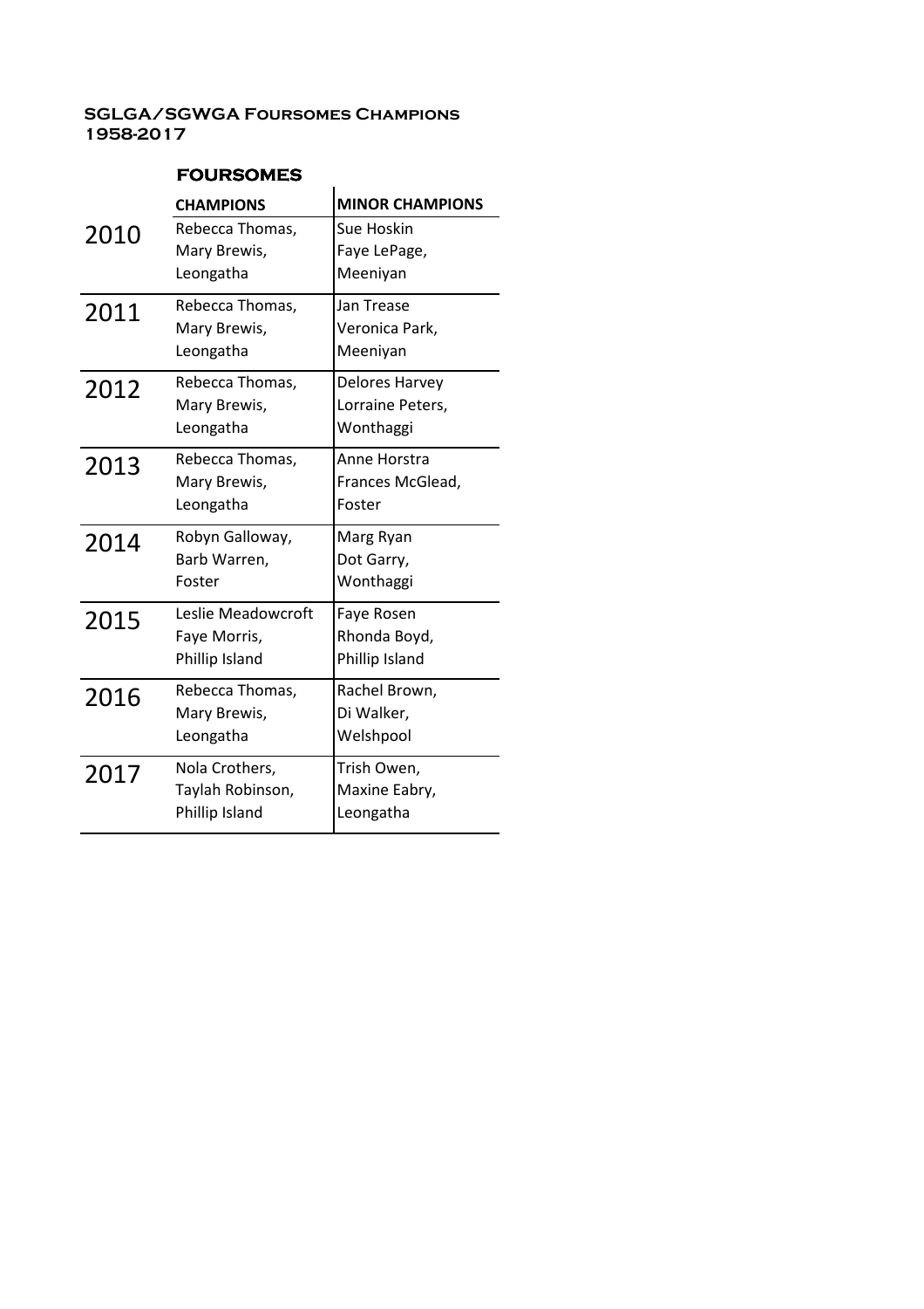SGLGA/SGWGA Foursomes Champions 1958-2017

## FOURSOMES

| | CHAMPIONS | MINOR CHAMPIONS |
|---|---|---|
| 2010 | Rebecca Thomas, Mary Brewis, Leongatha | Sue Hoskin Faye LePage, Meeniyan |
| 2011 | Rebecca Thomas, Mary Brewis, Leongatha | Jan Trease Veronica Park, Meeniyan |
| 2012 | Rebecca Thomas, Mary Brewis, Leongatha | Delores Harvey Lorraine Peters, Wonthaggi |
| 2013 | Rebecca Thomas, Mary Brewis, Leongatha | Anne Horstra Frances McGlead, Foster |
| 2014 | Robyn Galloway, Barb Warren, Foster | Marg Ryan Dot Garry, Wonthaggi |
| 2015 | Leslie Meadowcroft Faye Morris, Phillip Island | Faye Rosen Rhonda Boyd, Phillip Island |
| 2016 | Rebecca Thomas, Mary Brewis, Leongatha | Rachel Brown, Di Walker, Welshpool |
| 2017 | Nola Crothers, Taylah Robinson, Phillip Island | Trish Owen, Maxine Eabry, Leongatha |